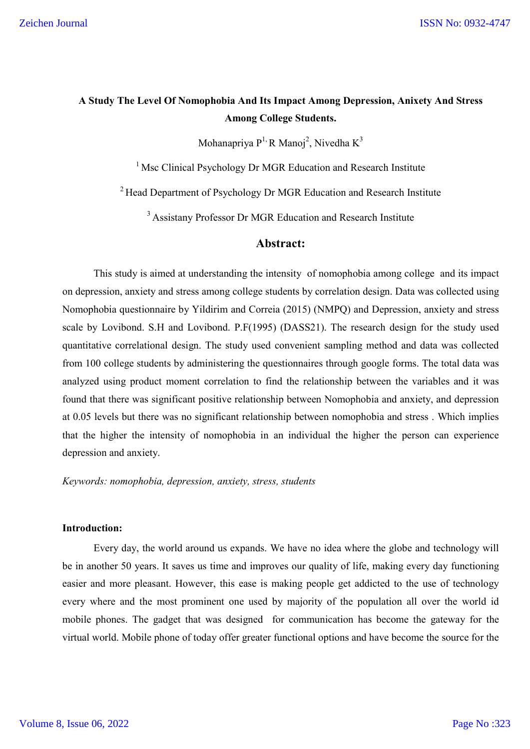# A Study The Level Of Nomophobia And Its Impact Among Depression, Anixety And Stress Among College Students.

Mohanapriya P[1,] R Manoj[2], Nivedha K[3]

[1] Msc Clinical Psychology Dr MGR Education and Research Institute

[2] Head Department of Psychology Dr MGR Education and Research Institute

[3] Assistany Professor Dr MGR Education and Research Institute

## Abstract:

This study is aimed at understanding the intensity of nomophobia among college and its impact on depression, anxiety and stress among college students by correlation design. Data was collected using Nomophobia questionnaire by Yildirim and Correia (2015) (NMPQ) and Depression, anxiety and stress scale by Lovibond. S.H and Lovibond. P.F(1995) (DASS21). The research design for the study used quantitative correlational design. The study used convenient sampling method and data was collected from 100 college students by administering the questionnaires through google forms. The total data was analyzed using product moment correlation to find the relationship between the variables and it was found that there was significant positive relationship between Nomophobia and anxiety, and depression at 0.05 levels but there was no significant relationship between nomophobia and stress . Which implies that the higher the intensity of nomophobia in an individual the higher the person can experience depression and anxiety.

*Keywords: nomophobia, depression, anxiety, stress, students*

## Introduction:

Every day, the world around us expands. We have no idea where the globe and technology will be in another 50 years. It saves us time and improves our quality of life, making every day functioning easier and more pleasant. However, this ease is making people get addicted to the use of technology every where and the most prominent one used by majority of the population all over the world id mobile phones. The gadget that was designed for communication has become the gateway for the virtual world. Mobile phone of today offer greater functional options and have become the source for the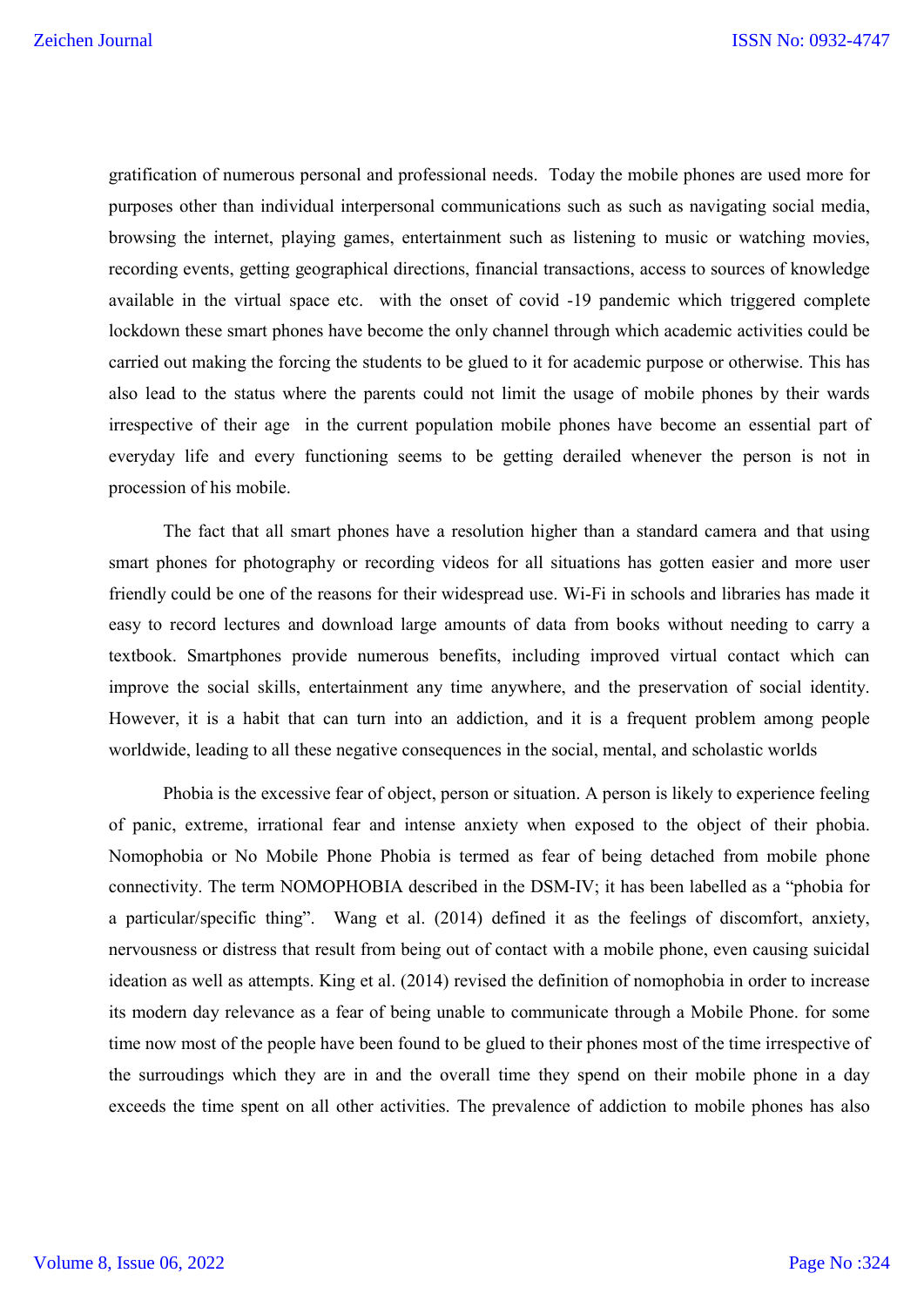gratification of numerous personal and professional needs. Today the mobile phones are used more for purposes other than individual interpersonal communications such as such as navigating social media, browsing the internet, playing games, entertainment such as listening to music or watching movies, recording events, getting geographical directions, financial transactions, access to sources of knowledge available in the virtual space etc. with the onset of covid -19 pandemic which triggered complete lockdown these smart phones have become the only channel through which academic activities could be carried out making the forcing the students to be glued to it for academic purpose or otherwise. This has also lead to the status where the parents could not limit the usage of mobile phones by their wards irrespective of their age in the current population mobile phones have become an essential part of everyday life and every functioning seems to be getting derailed whenever the person is not in procession of his mobile.

The fact that all smart phones have a resolution higher than a standard camera and that using smart phones for photography or recording videos for all situations has gotten easier and more user friendly could be one of the reasons for their widespread use. Wi-Fi in schools and libraries has made it easy to record lectures and download large amounts of data from books without needing to carry a textbook. Smartphones provide numerous benefits, including improved virtual contact which can improve the social skills, entertainment any time anywhere, and the preservation of social identity. However, it is a habit that can turn into an addiction, and it is a frequent problem among people worldwide, leading to all these negative consequences in the social, mental, and scholastic worlds

Phobia is the excessive fear of object, person or situation. A person is likely to experience feeling of panic, extreme, irrational fear and intense anxiety when exposed to the object of their phobia. Nomophobia or No Mobile Phone Phobia is termed as fear of being detached from mobile phone connectivity. The term NOMOPHOBIA described in the DSM-IV; it has been labelled as a "phobia for a particular/specific thing". Wang et al. (2014) defined it as the feelings of discomfort, anxiety, nervousness or distress that result from being out of contact with a mobile phone, even causing suicidal ideation as well as attempts. King et al. (2014) revised the definition of nomophobia in order to increase its modern day relevance as a fear of being unable to communicate through a Mobile Phone. for some time now most of the people have been found to be glued to their phones most of the time irrespective of the surroudings which they are in and the overall time they spend on their mobile phone in a day exceeds the time spent on all other activities. The prevalence of addiction to mobile phones has also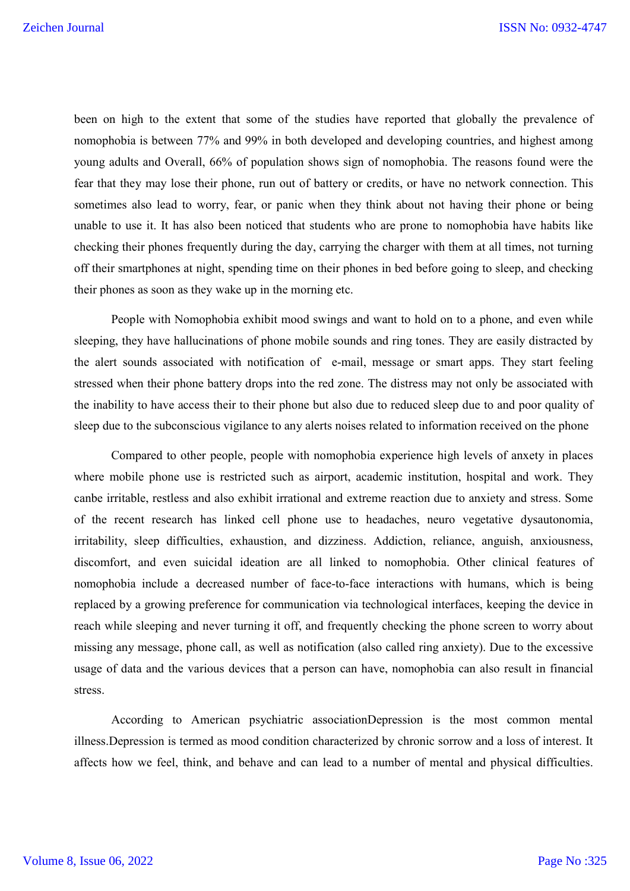been on high to the extent that some of the studies have reported that globally the prevalence of nomophobia is between 77% and 99% in both developed and developing countries, and highest among young adults and Overall, 66% of population shows sign of nomophobia. The reasons found were the fear that they may lose their phone, run out of battery or credits, or have no network connection. This sometimes also lead to worry, fear, or panic when they think about not having their phone or being unable to use it. It has also been noticed that students who are prone to nomophobia have habits like checking their phones frequently during the day, carrying the charger with them at all times, not turning off their smartphones at night, spending time on their phones in bed before going to sleep, and checking their phones as soon as they wake up in the morning etc.

People with Nomophobia exhibit mood swings and want to hold on to a phone, and even while sleeping, they have hallucinations of phone mobile sounds and ring tones. They are easily distracted by the alert sounds associated with notification of e-mail, message or smart apps. They start feeling stressed when their phone battery drops into the red zone. The distress may not only be associated with the inability to have access their to their phone but also due to reduced sleep due to and poor quality of sleep due to the subconscious vigilance to any alerts noises related to information received on the phone

Compared to other people, people with nomophobia experience high levels of anxety in places where mobile phone use is restricted such as airport, academic institution, hospital and work. They canbe irritable, restless and also exhibit irrational and extreme reaction due to anxiety and stress. Some of the recent research has linked cell phone use to headaches, neuro vegetative dysautonomia, irritability, sleep difficulties, exhaustion, and dizziness. Addiction, reliance, anguish, anxiousness, discomfort, and even suicidal ideation are all linked to nomophobia. Other clinical features of nomophobia include a decreased number of face-to-face interactions with humans, which is being replaced by a growing preference for communication via technological interfaces, keeping the device in reach while sleeping and never turning it off, and frequently checking the phone screen to worry about missing any message, phone call, as well as notification (also called ring anxiety). Due to the excessive usage of data and the various devices that a person can have, nomophobia can also result in financial stress.

According to American psychiatric associationDepression is the most common mental illness.Depression is termed as mood condition characterized by chronic sorrow and a loss of interest. It affects how we feel, think, and behave and can lead to a number of mental and physical difficulties.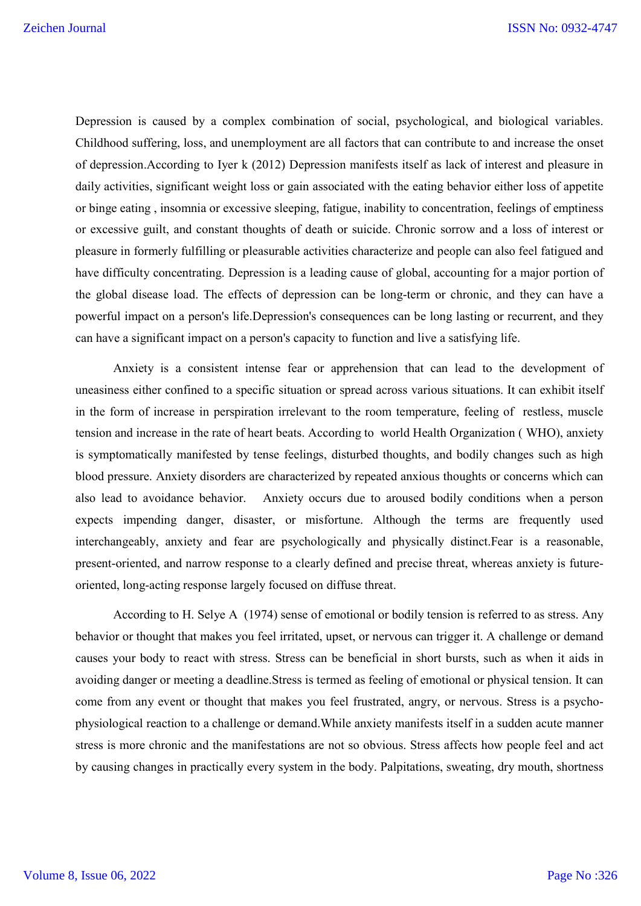Depression is caused by a complex combination of social, psychological, and biological variables. Childhood suffering, loss, and unemployment are all factors that can contribute to and increase the onset of depression.According to Iyer k (2012) Depression manifests itself as lack of interest and pleasure in daily activities, significant weight loss or gain associated with the eating behavior either loss of appetite or binge eating , insomnia or excessive sleeping, fatigue, inability to concentration, feelings of emptiness or excessive guilt, and constant thoughts of death or suicide. Chronic sorrow and a loss of interest or pleasure in formerly fulfilling or pleasurable activities characterize and people can also feel fatigued and have difficulty concentrating. Depression is a leading cause of global, accounting for a major portion of the global disease load. The effects of depression can be long-term or chronic, and they can have a powerful impact on a person's life.Depression's consequences can be long lasting or recurrent, and they can have a significant impact on a person's capacity to function and live a satisfying life.

Anxiety is a consistent intense fear or apprehension that can lead to the development of uneasiness either confined to a specific situation or spread across various situations. It can exhibit itself in the form of increase in perspiration irrelevant to the room temperature, feeling of restless, muscle tension and increase in the rate of heart beats. According to world Health Organization ( WHO), anxiety is symptomatically manifested by tense feelings, disturbed thoughts, and bodily changes such as high blood pressure. Anxiety disorders are characterized by repeated anxious thoughts or concerns which can also lead to avoidance behavior. Anxiety occurs due to aroused bodily conditions when a person expects impending danger, disaster, or misfortune. Although the terms are frequently used interchangeably, anxiety and fear are psychologically and physically distinct.Fear is a reasonable, present-oriented, and narrow response to a clearly defined and precise threat, whereas anxiety is future-oriented, long-acting response largely focused on diffuse threat.

According to H. Selye A (1974) sense of emotional or bodily tension is referred to as stress. Any behavior or thought that makes you feel irritated, upset, or nervous can trigger it. A challenge or demand causes your body to react with stress. Stress can be beneficial in short bursts, such as when it aids in avoiding danger or meeting a deadline.Stress is termed as feeling of emotional or physical tension. It can come from any event or thought that makes you feel frustrated, angry, or nervous. Stress is a psycho-physiological reaction to a challenge or demand.While anxiety manifests itself in a sudden acute manner stress is more chronic and the manifestations are not so obvious. Stress affects how people feel and act by causing changes in practically every system in the body. Palpitations, sweating, dry mouth, shortness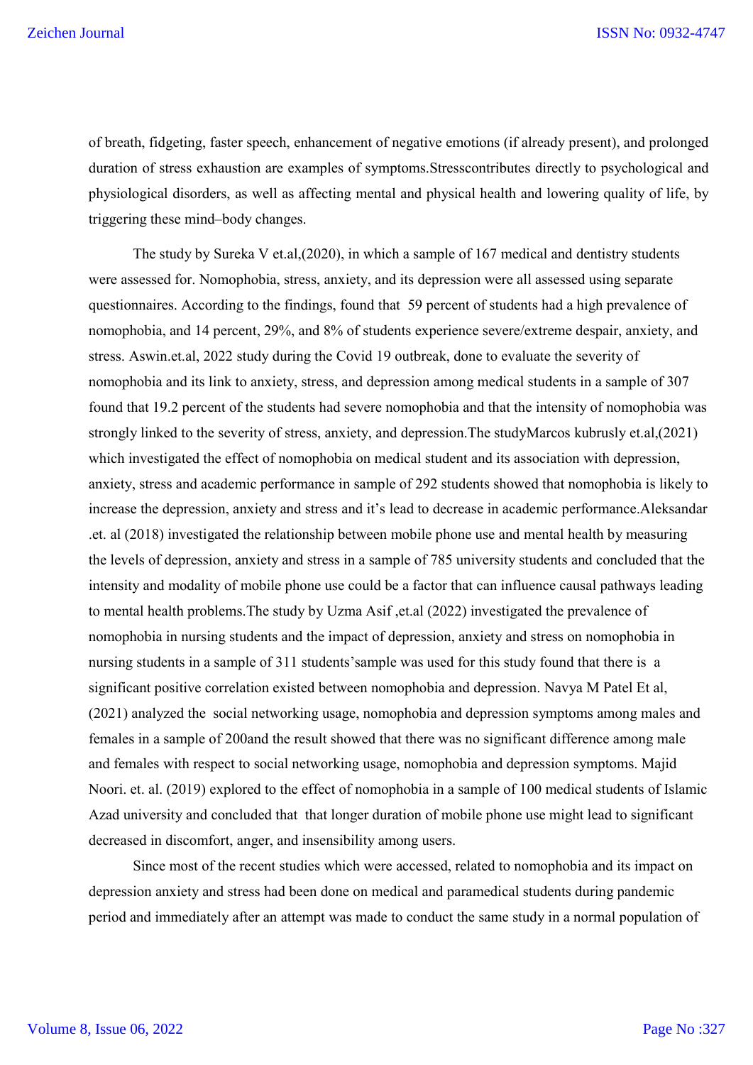of breath, fidgeting, faster speech, enhancement of negative emotions (if already present), and prolonged duration of stress exhaustion are examples of symptoms.Stresscontributes directly to psychological and physiological disorders, as well as affecting mental and physical health and lowering quality of life, by triggering these mind–body changes.

The study by Sureka V et.al,(2020), in which a sample of 167 medical and dentistry students were assessed for. Nomophobia, stress, anxiety, and its depression were all assessed using separate questionnaires. According to the findings, found that 59 percent of students had a high prevalence of nomophobia, and 14 percent, 29%, and 8% of students experience severe/extreme despair, anxiety, and stress. Aswin.et.al, 2022 study during the Covid 19 outbreak, done to evaluate the severity of nomophobia and its link to anxiety, stress, and depression among medical students in a sample of 307 found that 19.2 percent of the students had severe nomophobia and that the intensity of nomophobia was strongly linked to the severity of stress, anxiety, and depression.The studyMarcos kubrusly et.al,(2021) which investigated the effect of nomophobia on medical student and its association with depression, anxiety, stress and academic performance in sample of 292 students showed that nomophobia is likely to increase the depression, anxiety and stress and it's lead to decrease in academic performance.Aleksandar .et. al (2018) investigated the relationship between mobile phone use and mental health by measuring the levels of depression, anxiety and stress in a sample of 785 university students and concluded that the intensity and modality of mobile phone use could be a factor that can influence causal pathways leading to mental health problems.The study by Uzma Asif ,et.al (2022) investigated the prevalence of nomophobia in nursing students and the impact of depression, anxiety and stress on nomophobia in nursing students in a sample of 311 students'sample was used for this study found that there is a significant positive correlation existed between nomophobia and depression. Navya M Patel Et al, (2021) analyzed the social networking usage, nomophobia and depression symptoms among males and females in a sample of 200and the result showed that there was no significant difference among male and females with respect to social networking usage, nomophobia and depression symptoms. Majid Noori. et. al. (2019) explored to the effect of nomophobia in a sample of 100 medical students of Islamic Azad university and concluded that that longer duration of mobile phone use might lead to significant decreased in discomfort, anger, and insensibility among users.

Since most of the recent studies which were accessed, related to nomophobia and its impact on depression anxiety and stress had been done on medical and paramedical students during pandemic period and immediately after an attempt was made to conduct the same study in a normal population of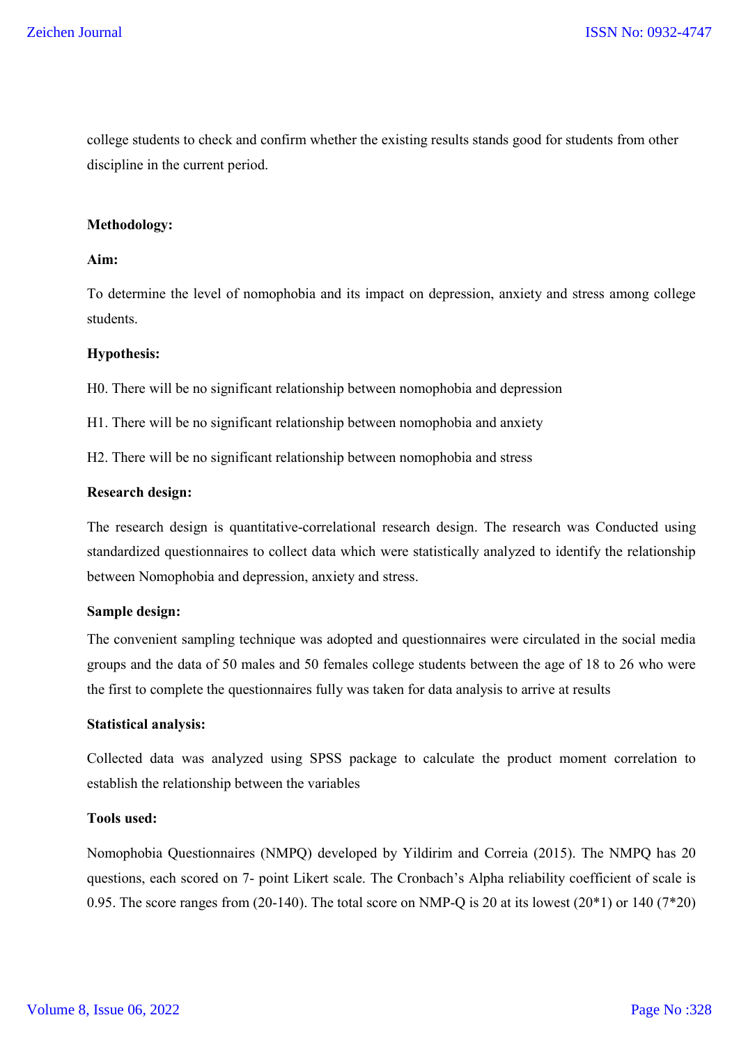college students to check and confirm whether the existing results stands good for students from other discipline in the current period.

**Methodology:**

**Aim:**

To determine the level of nomophobia and its impact on depression, anxiety and stress among college students.

**Hypothesis:**

H0. There will be no significant relationship between nomophobia and depression

H1. There will be no significant relationship between nomophobia and anxiety

H2. There will be no significant relationship between nomophobia and stress

**Research design:**

The research design is quantitative-correlational research design. The research was Conducted using standardized questionnaires to collect data which were statistically analyzed to identify the relationship between Nomophobia and depression, anxiety and stress.

**Sample design:**

The convenient sampling technique was adopted and questionnaires were circulated in the social media groups and the data of 50 males and 50 females college students between the age of 18 to 26 who were the first to complete the questionnaires fully was taken for data analysis to arrive at results

**Statistical analysis:**

Collected data was analyzed using SPSS package to calculate the product moment correlation to establish the relationship between the variables

**Tools used:**

Nomophobia Questionnaires (NMPQ) developed by Yildirim and Correia (2015). The NMPQ has 20 questions, each scored on 7- point Likert scale. The Cronbach's Alpha reliability coefficient of scale is 0.95. The score ranges from (20-140). The total score on NMP-Q is 20 at its lowest (20*1) or 140 (7*20)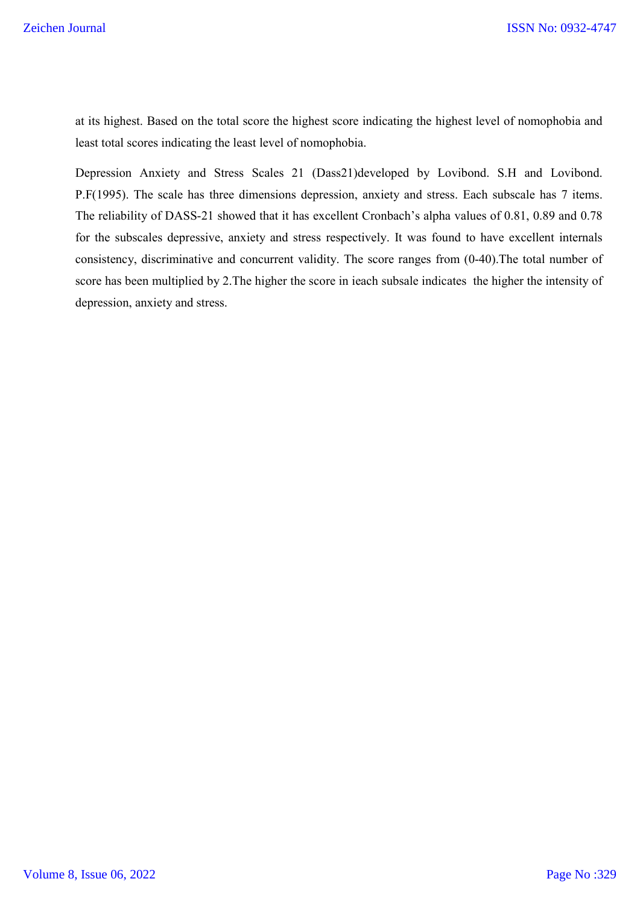at its highest. Based on the total score the highest score indicating the highest level of nomophobia and least total scores indicating the least level of nomophobia.

Depression Anxiety and Stress Scales 21 (Dass21)developed by Lovibond. S.H and Lovibond. P.F(1995). The scale has three dimensions depression, anxiety and stress. Each subscale has 7 items. The reliability of DASS-21 showed that it has excellent Cronbach's alpha values of 0.81, 0.89 and 0.78 for the subscales depressive, anxiety and stress respectively. It was found to have excellent internals consistency, discriminative and concurrent validity. The score ranges from (0-40).The total number of score has been multiplied by 2.The higher the score in ieach subsale indicates the higher the intensity of depression, anxiety and stress.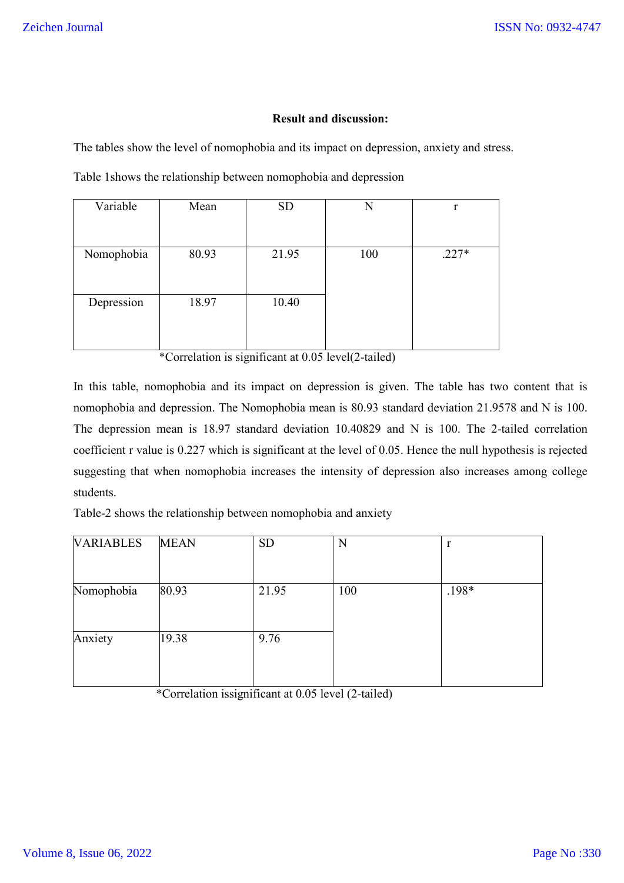**Result and discussion:**

The tables show the level of nomophobia and its impact on depression, anxiety and stress.

Table 1shows the relationship between nomophobia and depression

| Variable | Mean | SD | N | r |
|---|---|---|---|---|
| Nomophobia | 80.93 | 21.95 | 100 | .227* |
| Depression | 18.97 | 10.40 | | |

*Correlation is significant at 0.05 level(2-tailed)

In this table, nomophobia and its impact on depression is given. The table has two content that is nomophobia and depression. The Nomophobia mean is 80.93 standard deviation 21.9578 and N is 100. The depression mean is 18.97 standard deviation 10.40829 and N is 100. The 2-tailed correlation coefficient r value is 0.227 which is significant at the level of 0.05. Hence the null hypothesis is rejected suggesting that when nomophobia increases the intensity of depression also increases among college students.

Table-2 shows the relationship between nomophobia and anxiety

| VARIABLES | MEAN | SD | N | r |
|---|---|---|---|---|
| Nomophobia | 80.93 | 21.95 | 100 | .198* |
| Anxiety | 19.38 | 9.76 | | |

*Correlation issignificant at 0.05 level (2-tailed)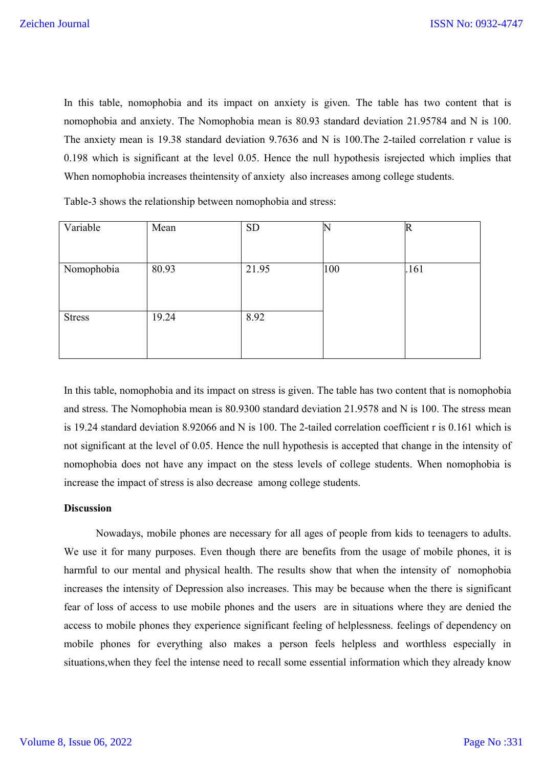In this table, nomophobia and its impact on anxiety is given. The table has two content that is nomophobia and anxiety. The Nomophobia mean is 80.93 standard deviation 21.95784 and N is 100. The anxiety mean is 19.38 standard deviation 9.7636 and N is 100.The 2-tailed correlation r value is 0.198 which is significant at the level 0.05. Hence the null hypothesis isrejected which implies that When nomophobia increases theintensity of anxiety also increases among college students.

Table-3 shows the relationship between nomophobia and stress:

| Variable | Mean | SD | N | R |
|---|---|---|---|---|
| Nomophobia | 80.93 | 21.95 | 100 | .161 |
| Stress | 19.24 | 8.92 | | |

In this table, nomophobia and its impact on stress is given. The table has two content that is nomophobia and stress. The Nomophobia mean is 80.9300 standard deviation 21.9578 and N is 100. The stress mean is 19.24 standard deviation 8.92066 and N is 100. The 2-tailed correlation coefficient r is 0.161 which is not significant at the level of 0.05. Hence the null hypothesis is accepted that change in the intensity of nomophobia does not have any impact on the stess levels of college students. When nomophobia is increase the impact of stress is also decrease among college students.

**Discussion**

Nowadays, mobile phones are necessary for all ages of people from kids to teenagers to adults. We use it for many purposes. Even though there are benefits from the usage of mobile phones, it is harmful to our mental and physical health. The results show that when the intensity of nomophobia increases the intensity of Depression also increases. This may be because when the there is significant fear of loss of access to use mobile phones and the users are in situations where they are denied the access to mobile phones they experience significant feeling of helplessness. feelings of dependency on mobile phones for everything also makes a person feels helpless and worthless especially in situations,when they feel the intense need to recall some essential information which they already know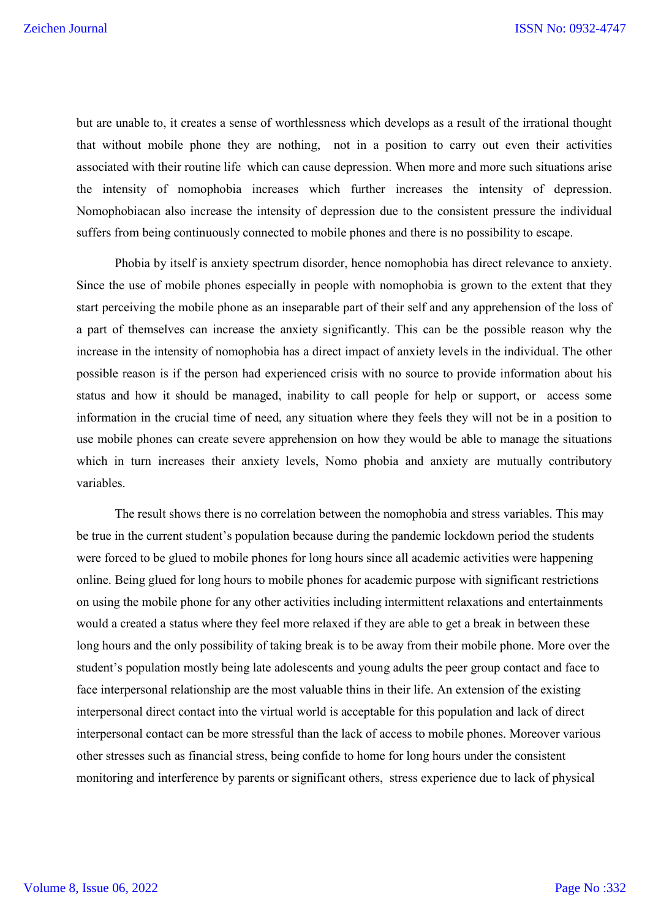but are unable to, it creates a sense of worthlessness which develops as a result of the irrational thought that without mobile phone they are nothing, not in a position to carry out even their activities associated with their routine life which can cause depression. When more and more such situations arise the intensity of nomophobia increases which further increases the intensity of depression. Nomophobiacan also increase the intensity of depression due to the consistent pressure the individual suffers from being continuously connected to mobile phones and there is no possibility to escape.

Phobia by itself is anxiety spectrum disorder, hence nomophobia has direct relevance to anxiety. Since the use of mobile phones especially in people with nomophobia is grown to the extent that they start perceiving the mobile phone as an inseparable part of their self and any apprehension of the loss of a part of themselves can increase the anxiety significantly. This can be the possible reason why the increase in the intensity of nomophobia has a direct impact of anxiety levels in the individual. The other possible reason is if the person had experienced crisis with no source to provide information about his status and how it should be managed, inability to call people for help or support, or access some information in the crucial time of need, any situation where they feels they will not be in a position to use mobile phones can create severe apprehension on how they would be able to manage the situations which in turn increases their anxiety levels, Nomo phobia and anxiety are mutually contributory variables.

The result shows there is no correlation between the nomophobia and stress variables. This may be true in the current student's population because during the pandemic lockdown period the students were forced to be glued to mobile phones for long hours since all academic activities were happening online. Being glued for long hours to mobile phones for academic purpose with significant restrictions on using the mobile phone for any other activities including intermittent relaxations and entertainments would a created a status where they feel more relaxed if they are able to get a break in between these long hours and the only possibility of taking break is to be away from their mobile phone. More over the student's population mostly being late adolescents and young adults the peer group contact and face to face interpersonal relationship are the most valuable thins in their life. An extension of the existing interpersonal direct contact into the virtual world is acceptable for this population and lack of direct interpersonal contact can be more stressful than the lack of access to mobile phones. Moreover various other stresses such as financial stress, being confide to home for long hours under the consistent monitoring and interference by parents or significant others, stress experience due to lack of physical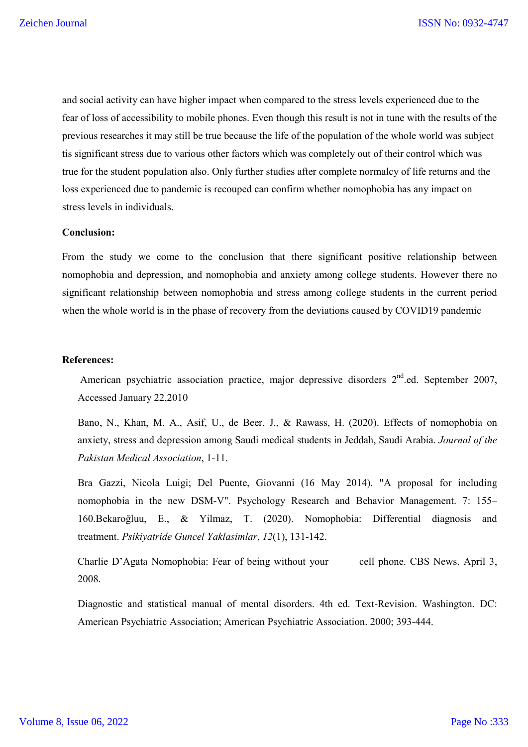and social activity can have higher impact when compared to the stress levels experienced due to the fear of loss of accessibility to mobile phones. Even though this result is not in tune with the results of the previous researches it may still be true because the life of the population of the whole world was subject tis significant stress due to various other factors which was completely out of their control which was true for the student population also. Only further studies after complete normalcy of life returns and the loss experienced due to pandemic is recouped can confirm whether nomophobia has any impact on stress levels in individuals.

**Conclusion:**

From the study we come to the conclusion that there significant positive relationship between nomophobia and depression, and nomophobia and anxiety among college students. However there no significant relationship between nomophobia and stress among college students in the current period when the whole world is in the phase of recovery from the deviations caused by COVID19 pandemic

**References:**

American psychiatric association practice, major depressive disorders 2nd.ed. September 2007, Accessed January 22,2010

Bano, N., Khan, M. A., Asif, U., de Beer, J., & Rawass, H. (2020). Effects of nomophobia on anxiety, stress and depression among Saudi medical students in Jeddah, Saudi Arabia. *Journal of the Pakistan Medical Association*, 1-11.

Bra Gazzi, Nicola Luigi; Del Puente, Giovanni (16 May 2014). "A proposal for including nomophobia in the new DSM-V". Psychology Research and Behavior Management. 7: 155–160.Bekaroğluu, E., & Yilmaz, T. (2020). Nomophobia: Differential diagnosis and treatment. *Psikiyatride Guncel Yaklasimlar*, *12*(1), 131-142.

Charlie D'Agata Nomophobia: Fear of being without your cell phone. CBS News. April 3, 2008.

Diagnostic and statistical manual of mental disorders. 4th ed. Text-Revision. Washington. DC: American Psychiatric Association; American Psychiatric Association. 2000; 393-444.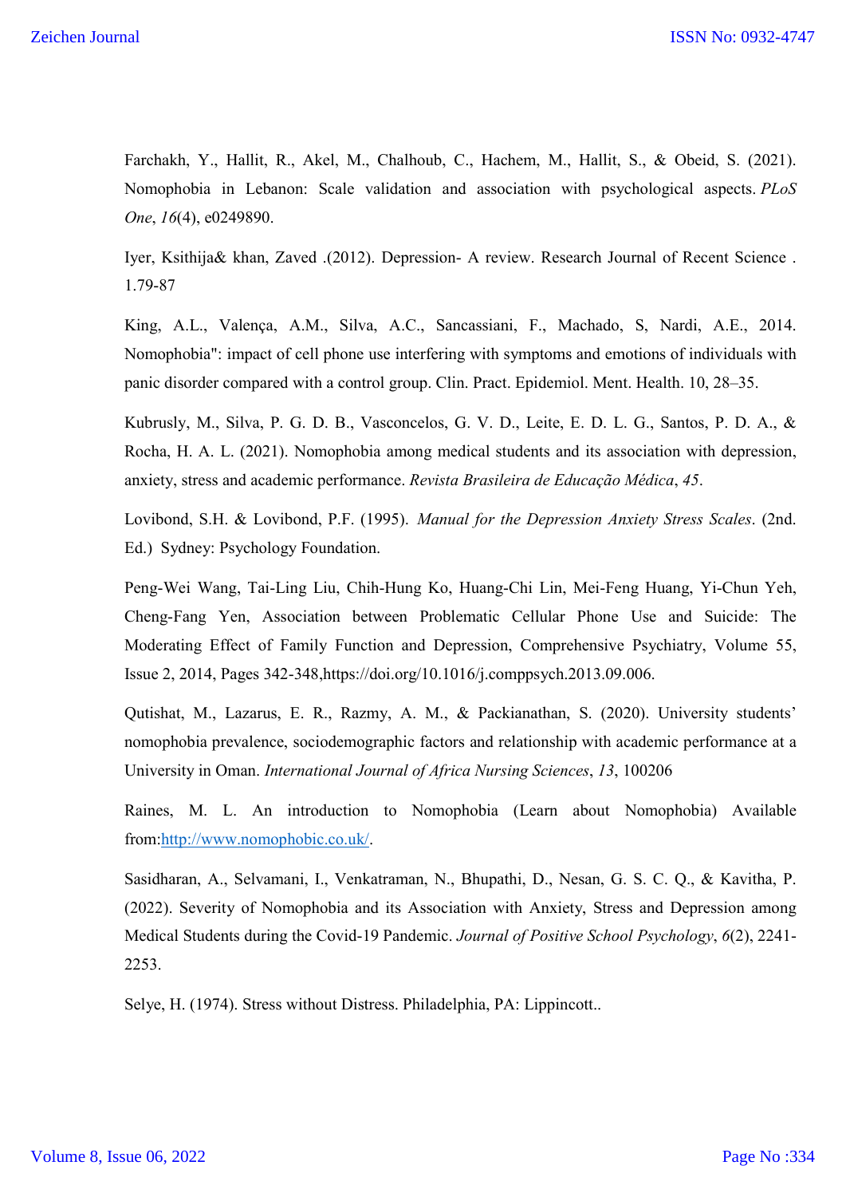Farchakh, Y., Hallit, R., Akel, M., Chalhoub, C., Hachem, M., Hallit, S., & Obeid, S. (2021). Nomophobia in Lebanon: Scale validation and association with psychological aspects. *PLoS One*, *16*(4), e0249890.

Iyer, Ksithija& khan, Zaved .(2012). Depression- A review. Research Journal of Recent Science . 1.79-87

King, A.L., Valença, A.M., Silva, A.C., Sancassiani, F., Machado, S, Nardi, A.E., 2014. Nomophobia": impact of cell phone use interfering with symptoms and emotions of individuals with panic disorder compared with a control group. Clin. Pract. Epidemiol. Ment. Health. 10, 28–35.

Kubrusly, M., Silva, P. G. D. B., Vasconcelos, G. V. D., Leite, E. D. L. G., Santos, P. D. A., & Rocha, H. A. L. (2021). Nomophobia among medical students and its association with depression, anxiety, stress and academic performance. *Revista Brasileira de Educação Médica*, *45*.

Lovibond, S.H. & Lovibond, P.F. (1995). *Manual for the Depression Anxiety Stress Scales*. (2nd. Ed.) Sydney: Psychology Foundation.

Peng-Wei Wang, Tai-Ling Liu, Chih-Hung Ko, Huang-Chi Lin, Mei-Feng Huang, Yi-Chun Yeh, Cheng-Fang Yen, Association between Problematic Cellular Phone Use and Suicide: The Moderating Effect of Family Function and Depression, Comprehensive Psychiatry, Volume 55, Issue 2, 2014, Pages 342-348,https://doi.org/10.1016/j.comppsych.2013.09.006.

Qutishat, M., Lazarus, E. R., Razmy, A. M., & Packianathan, S. (2020). University students' nomophobia prevalence, sociodemographic factors and relationship with academic performance at a University in Oman. *International Journal of Africa Nursing Sciences*, *13*, 100206

Raines, M. L. An introduction to Nomophobia (Learn about Nomophobia) Available from:[http://www.nomophobic.co.uk/](http://www.nomophobic.co.uk/).

Sasidharan, A., Selvamani, I., Venkatraman, N., Bhupathi, D., Nesan, G. S. C. Q., & Kavitha, P. (2022). Severity of Nomophobia and its Association with Anxiety, Stress and Depression among Medical Students during the Covid-19 Pandemic. *Journal of Positive School Psychology*, *6*(2), 2241-2253.

Selye, H. (1974). Stress without Distress. Philadelphia, PA: Lippincott..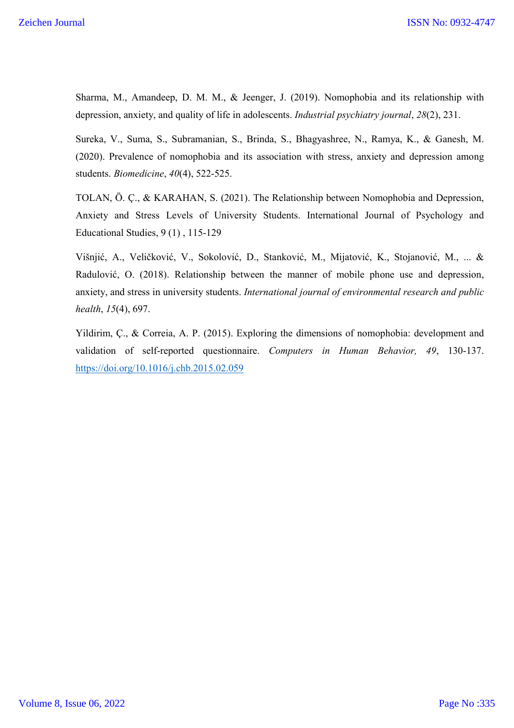Sharma, M., Amandeep, D. M. M., & Jeenger, J. (2019). Nomophobia and its relationship with depression, anxiety, and quality of life in adolescents. *Industrial psychiatry journal*, *28*(2), 231.

Sureka, V., Suma, S., Subramanian, S., Brinda, S., Bhagyashree, N., Ramya, K., & Ganesh, M. (2020). Prevalence of nomophobia and its association with stress, anxiety and depression among students. *Biomedicine*, *40*(4), 522-525.

TOLAN, Ö. Ç., & KARAHAN, S. (2021). The Relationship between Nomophobia and Depression, Anxiety and Stress Levels of University Students. International Journal of Psychology and Educational Studies, 9 (1) , 115-129

Višnjić, A., Veličković, V., Sokolović, D., Stanković, M., Mijatović, K., Stojanović, M., ... & Radulović, O. (2018). Relationship between the manner of mobile phone use and depression, anxiety, and stress in university students. *International journal of environmental research and public health*, *15*(4), 697.

Yildirim, Ç., & Correia, A. P. (2015). Exploring the dimensions of nomophobia: development and validation of self-reported questionnaire. *Computers in Human Behavior, 49*, 130-137. https://doi.org/10.1016/j.chb.2015.02.059